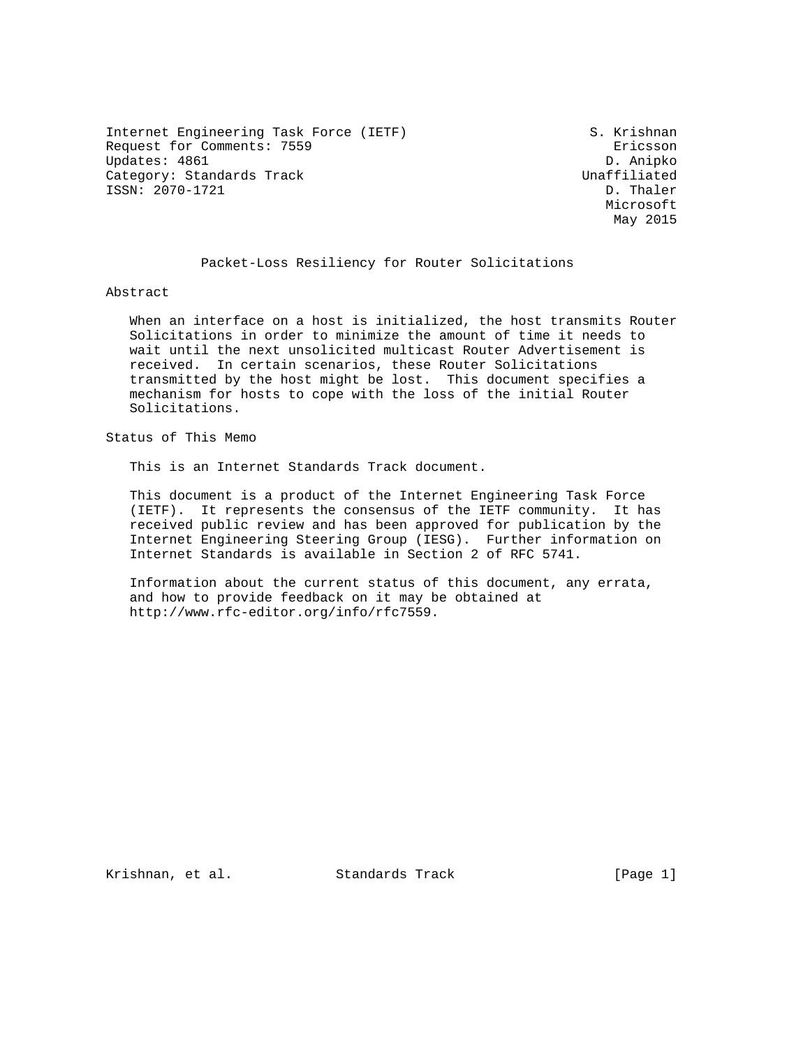Internet Engineering Task Force (IETF) S. Krishnan
Request for Comments: 7559 Ericsson
Updates: 4861 D. Anipko
Category: Standards Track Unaffiliated
ISSN: 2070-1721 D. Thaler
Microsoft
May 2015

# Packet-Loss Resiliency for Router Solicitations

## Abstract

When an interface on a host is initialized, the host transmits Router Solicitations in order to minimize the amount of time it needs to wait until the next unsolicited multicast Router Advertisement is received. In certain scenarios, these Router Solicitations transmitted by the host might be lost. This document specifies a mechanism for hosts to cope with the loss of the initial Router Solicitations.

## Status of This Memo

This is an Internet Standards Track document.

This document is a product of the Internet Engineering Task Force (IETF). It represents the consensus of the IETF community. It has received public review and has been approved for publication by the Internet Engineering Steering Group (IESG). Further information on Internet Standards is available in Section 2 of RFC 5741.

Information about the current status of this document, any errata, and how to provide feedback on it may be obtained at http://www.rfc-editor.org/info/rfc7559.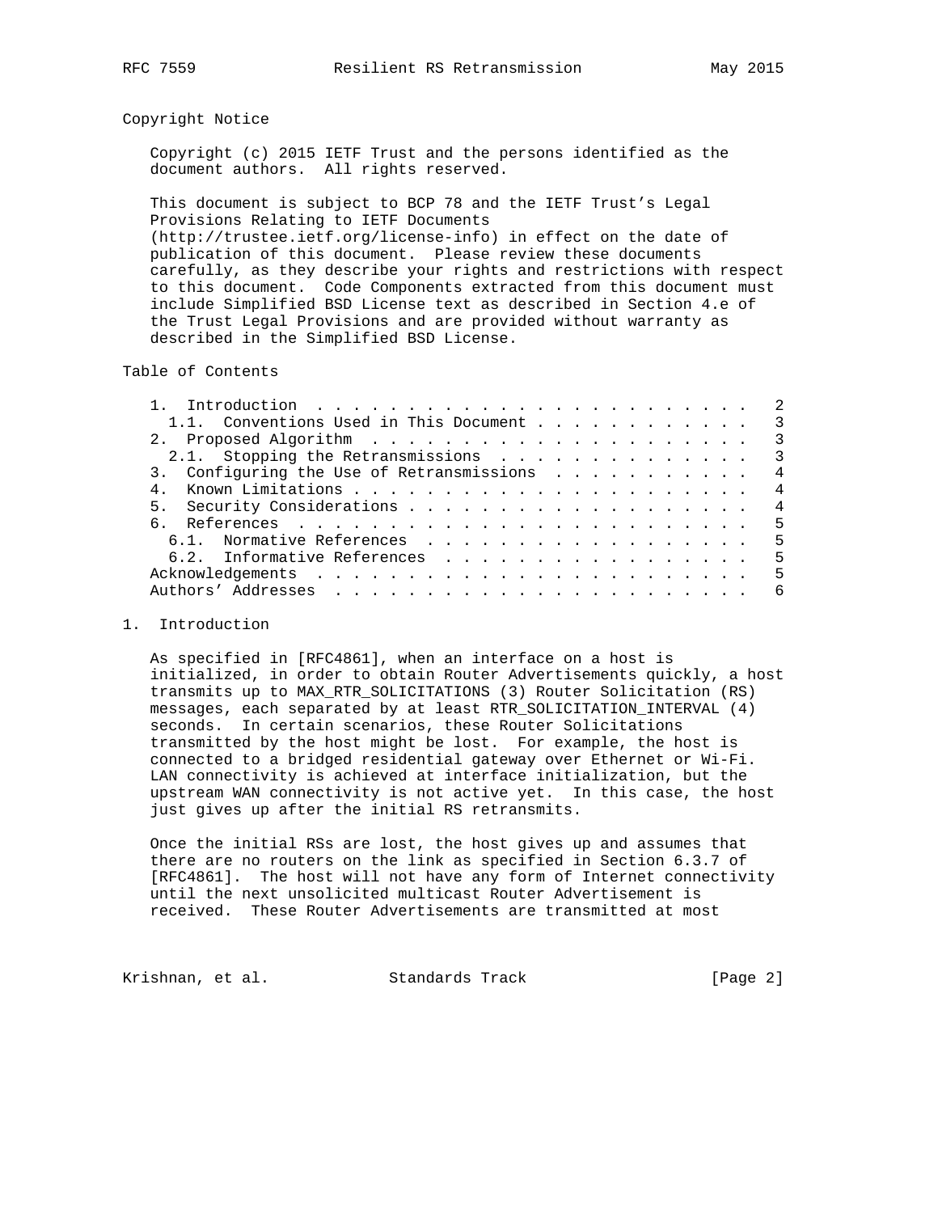## Copyright Notice

Copyright (c) 2015 IETF Trust and the persons identified as the document authors. All rights reserved.

This document is subject to BCP 78 and the IETF Trust's Legal Provisions Relating to IETF Documents (http://trustee.ietf.org/license-info) in effect on the date of publication of this document. Please review these documents carefully, as they describe your rights and restrictions with respect to this document. Code Components extracted from this document must include Simplified BSD License text as described in Section 4.e of the Trust Legal Provisions and are provided without warranty as described in the Simplified BSD License.

## Table of Contents

```
   1.  Introduction . . . . . . . . . . . . . . . . . . . . . . . .   2
     1.1.  Conventions Used in This Document . . . . . . . . . . . .   3
   2.  Proposed Algorithm  . . . . . . . . . . . . . . . . . . . . .   3
     2.1.  Stopping the Retransmissions  . . . . . . . . . . . . . .   3
   3.  Configuring the Use of Retransmissions  . . . . . . . . . . .   4
   4.  Known Limitations . . . . . . . . . . . . . . . . . . . . . .   4
   5.  Security Considerations . . . . . . . . . . . . . . . . . . .   4
   6.  References  . . . . . . . . . . . . . . . . . . . . . . . . .   5
     6.1.  Normative References  . . . . . . . . . . . . . . . . . .   5
     6.2.  Informative References  . . . . . . . . . . . . . . . . .   5
   Acknowledgements  . . . . . . . . . . . . . . . . . . . . . . . .   5
   Authors' Addresses  . . . . . . . . . . . . . . . . . . . . . . .   6
```

## 1. Introduction

As specified in [RFC4861], when an interface on a host is initialized, in order to obtain Router Advertisements quickly, a host transmits up to MAX_RTR_SOLICITATIONS (3) Router Solicitation (RS) messages, each separated by at least RTR_SOLICITATION_INTERVAL (4) seconds. In certain scenarios, these Router Solicitations transmitted by the host might be lost. For example, the host is connected to a bridged residential gateway over Ethernet or Wi-Fi. LAN connectivity is achieved at interface initialization, but the upstream WAN connectivity is not active yet. In this case, the host just gives up after the initial RS retransmits.

Once the initial RSs are lost, the host gives up and assumes that there are no routers on the link as specified in Section 6.3.7 of [RFC4861]. The host will not have any form of Internet connectivity until the next unsolicited multicast Router Advertisement is received. These Router Advertisements are transmitted at most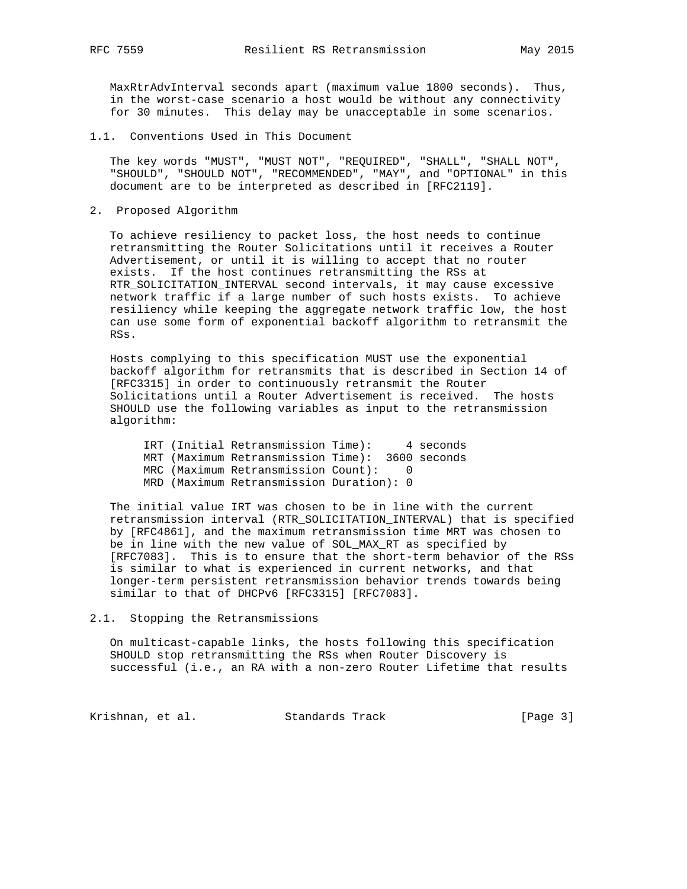MaxRtrAdvInterval seconds apart (maximum value 1800 seconds). Thus, in the worst-case scenario a host would be without any connectivity for 30 minutes. This delay may be unacceptable in some scenarios.

### 1.1. Conventions Used in This Document

The key words "MUST", "MUST NOT", "REQUIRED", "SHALL", "SHALL NOT", "SHOULD", "SHOULD NOT", "RECOMMENDED", "MAY", and "OPTIONAL" in this document are to be interpreted as described in [RFC2119].

## 2. Proposed Algorithm

To achieve resiliency to packet loss, the host needs to continue retransmitting the Router Solicitations until it receives a Router Advertisement, or until it is willing to accept that no router exists. If the host continues retransmitting the RSs at RTR_SOLICITATION_INTERVAL second intervals, it may cause excessive network traffic if a large number of such hosts exists. To achieve resiliency while keeping the aggregate network traffic low, the host can use some form of exponential backoff algorithm to retransmit the RSs.

Hosts complying to this specification MUST use the exponential backoff algorithm for retransmits that is described in Section 14 of [RFC3315] in order to continuously retransmit the Router Solicitations until a Router Advertisement is received. The hosts SHOULD use the following variables as input to the retransmission algorithm:

```
IRT (Initial Retransmission Time):     4 seconds
MRT (Maximum Retransmission Time):  3600 seconds
MRC (Maximum Retransmission Count):    0
MRD (Maximum Retransmission Duration): 0
```

The initial value IRT was chosen to be in line with the current retransmission interval (RTR_SOLICITATION_INTERVAL) that is specified by [RFC4861], and the maximum retransmission time MRT was chosen to be in line with the new value of SOL_MAX_RT as specified by [RFC7083]. This is to ensure that the short-term behavior of the RSs is similar to what is experienced in current networks, and that longer-term persistent retransmission behavior trends towards being similar to that of DHCPv6 [RFC3315] [RFC7083].

### 2.1. Stopping the Retransmissions

On multicast-capable links, the hosts following this specification SHOULD stop retransmitting the RSs when Router Discovery is successful (i.e., an RA with a non-zero Router Lifetime that results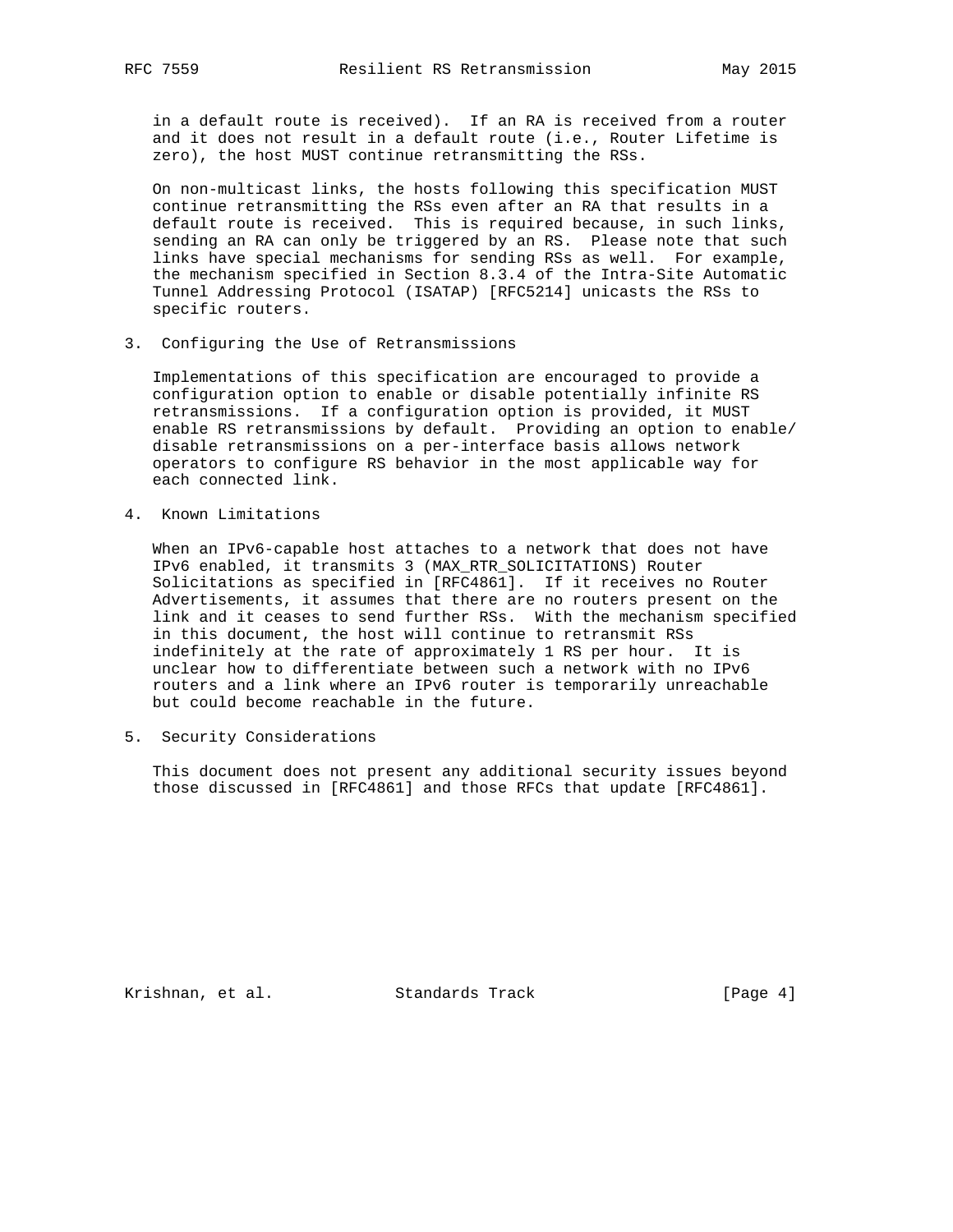in a default route is received). If an RA is received from a router and it does not result in a default route (i.e., Router Lifetime is zero), the host MUST continue retransmitting the RSs.

On non-multicast links, the hosts following this specification MUST continue retransmitting the RSs even after an RA that results in a default route is received. This is required because, in such links, sending an RA can only be triggered by an RS. Please note that such links have special mechanisms for sending RSs as well. For example, the mechanism specified in Section 8.3.4 of the Intra-Site Automatic Tunnel Addressing Protocol (ISATAP) [RFC5214] unicasts the RSs to specific routers.

## 3. Configuring the Use of Retransmissions

Implementations of this specification are encouraged to provide a configuration option to enable or disable potentially infinite RS retransmissions. If a configuration option is provided, it MUST enable RS retransmissions by default. Providing an option to enable/disable retransmissions on a per-interface basis allows network operators to configure RS behavior in the most applicable way for each connected link.

## 4. Known Limitations

When an IPv6-capable host attaches to a network that does not have IPv6 enabled, it transmits 3 (MAX_RTR_SOLICITATIONS) Router Solicitations as specified in [RFC4861]. If it receives no Router Advertisements, it assumes that there are no routers present on the link and it ceases to send further RSs. With the mechanism specified in this document, the host will continue to retransmit RSs indefinitely at the rate of approximately 1 RS per hour. It is unclear how to differentiate between such a network with no IPv6 routers and a link where an IPv6 router is temporarily unreachable but could become reachable in the future.

## 5. Security Considerations

This document does not present any additional security issues beyond those discussed in [RFC4861] and those RFCs that update [RFC4861].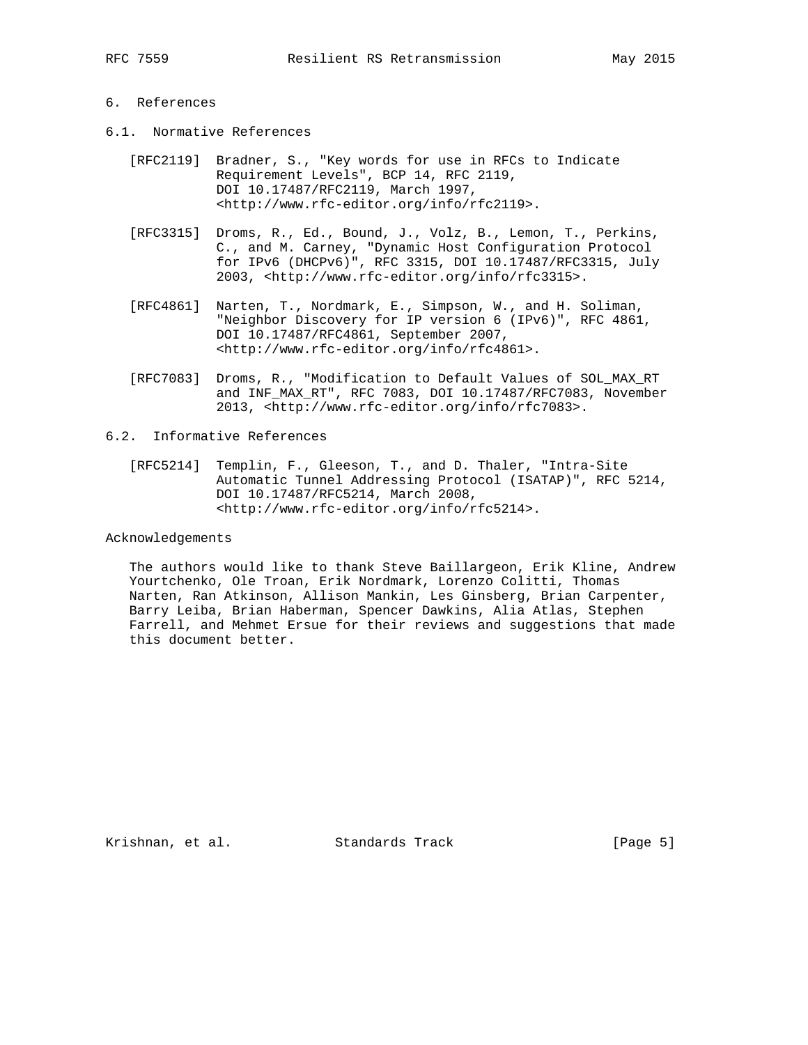## 6. References

### 6.1. Normative References

[RFC2119] Bradner, S., "Key words for use in RFCs to Indicate Requirement Levels", BCP 14, RFC 2119, DOI 10.17487/RFC2119, March 1997, <http://www.rfc-editor.org/info/rfc2119>.

[RFC3315] Droms, R., Ed., Bound, J., Volz, B., Lemon, T., Perkins, C., and M. Carney, "Dynamic Host Configuration Protocol for IPv6 (DHCPv6)", RFC 3315, DOI 10.17487/RFC3315, July 2003, <http://www.rfc-editor.org/info/rfc3315>.

[RFC4861] Narten, T., Nordmark, E., Simpson, W., and H. Soliman, "Neighbor Discovery for IP version 6 (IPv6)", RFC 4861, DOI 10.17487/RFC4861, September 2007, <http://www.rfc-editor.org/info/rfc4861>.

[RFC7083] Droms, R., "Modification to Default Values of SOL_MAX_RT and INF_MAX_RT", RFC 7083, DOI 10.17487/RFC7083, November 2013, <http://www.rfc-editor.org/info/rfc7083>.

### 6.2. Informative References

[RFC5214] Templin, F., Gleeson, T., and D. Thaler, "Intra-Site Automatic Tunnel Addressing Protocol (ISATAP)", RFC 5214, DOI 10.17487/RFC5214, March 2008, <http://www.rfc-editor.org/info/rfc5214>.

## Acknowledgements

The authors would like to thank Steve Baillargeon, Erik Kline, Andrew Yourtchenko, Ole Troan, Erik Nordmark, Lorenzo Colitti, Thomas Narten, Ran Atkinson, Allison Mankin, Les Ginsberg, Brian Carpenter, Barry Leiba, Brian Haberman, Spencer Dawkins, Alia Atlas, Stephen Farrell, and Mehmet Ersue for their reviews and suggestions that made this document better.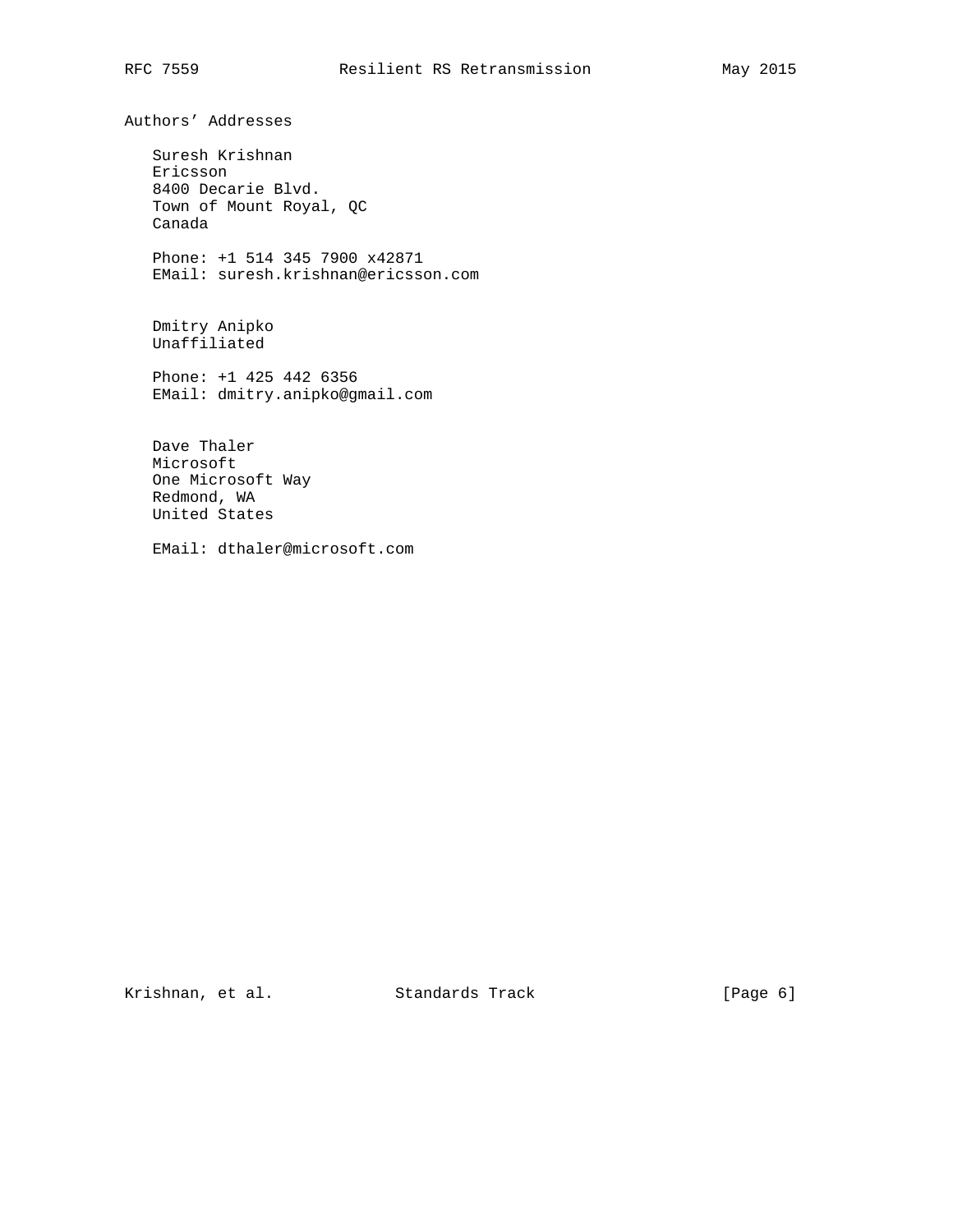# Authors' Addresses

Suresh Krishnan
Ericsson
8400 Decarie Blvd.
Town of Mount Royal, QC
Canada

Phone: +1 514 345 7900 x42871
EMail: suresh.krishnan@ericsson.com

Dmitry Anipko
Unaffiliated

Phone: +1 425 442 6356
EMail: dmitry.anipko@gmail.com

Dave Thaler
Microsoft
One Microsoft Way
Redmond, WA
United States

EMail: dthaler@microsoft.com